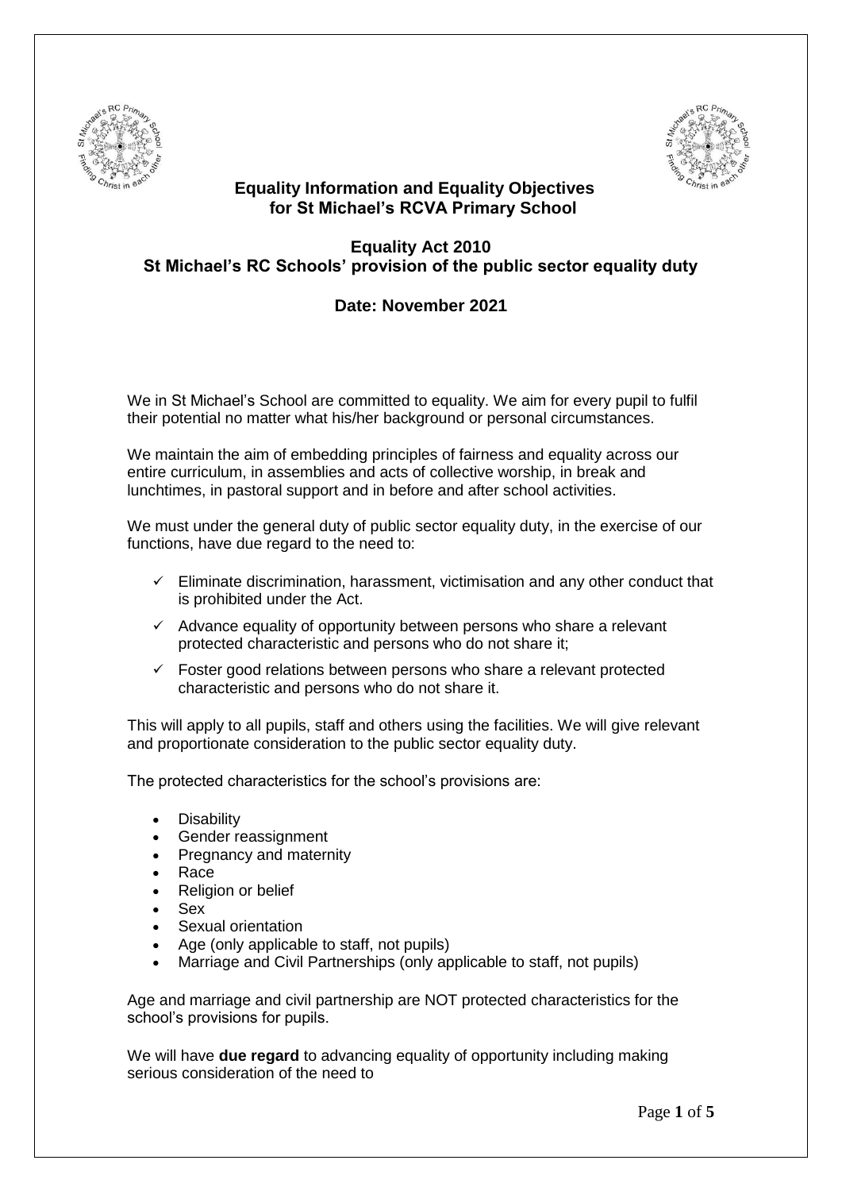# Equality Information and Equality Objectives for St Michael's RCVA Primary School

## Equality Act 2010
## St Michael's RC Schools' provision of the public sector equality duty

### Date: November 2021

We in St Michael's School are committed to equality. We aim for every pupil to fulfil their potential no matter what his/her background or personal circumstances.

We maintain the aim of embedding principles of fairness and equality across our entire curriculum, in assemblies and acts of collective worship, in break and lunchtimes, in pastoral support and in before and after school activities.

We must under the general duty of public sector equality duty, in the exercise of our functions, have due regard to the need to:

- ✓ Eliminate discrimination, harassment, victimisation and any other conduct that is prohibited under the Act.
- ✓ Advance equality of opportunity between persons who share a relevant protected characteristic and persons who do not share it;
- ✓ Foster good relations between persons who share a relevant protected characteristic and persons who do not share it.

This will apply to all pupils, staff and others using the facilities. We will give relevant and proportionate consideration to the public sector equality duty.

The protected characteristics for the school's provisions are:

- Disability
- Gender reassignment
- Pregnancy and maternity
- Race
- Religion or belief
- Sex
- Sexual orientation
- Age (only applicable to staff, not pupils)
- Marriage and Civil Partnerships (only applicable to staff, not pupils)

Age and marriage and civil partnership are NOT protected characteristics for the school's provisions for pupils.

We will have **due regard** to advancing equality of opportunity including making serious consideration of the need to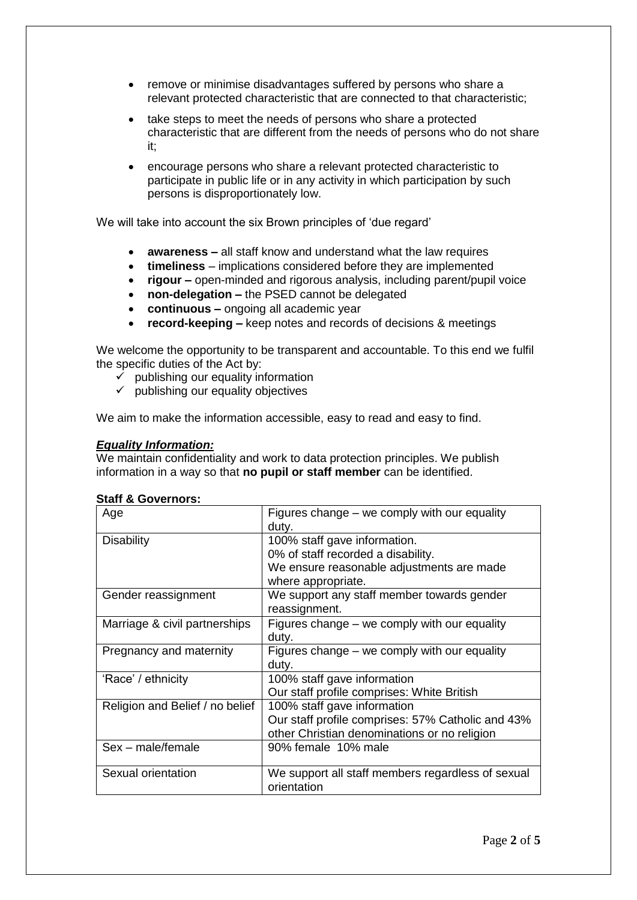- remove or minimise disadvantages suffered by persons who share a relevant protected characteristic that are connected to that characteristic;
- take steps to meet the needs of persons who share a protected characteristic that are different from the needs of persons who do not share it;
- encourage persons who share a relevant protected characteristic to participate in public life or in any activity in which participation by such persons is disproportionately low.

We will take into account the six Brown principles of 'due regard'

- **awareness –** all staff know and understand what the law requires
- **timeliness** – implications considered before they are implemented
- **rigour –** open-minded and rigorous analysis, including parent/pupil voice
- **non-delegation –** the PSED cannot be delegated
- **continuous –** ongoing all academic year
- **record-keeping –** keep notes and records of decisions & meetings

We welcome the opportunity to be transparent and accountable. To this end we fulfil the specific duties of the Act by:

- ✓ publishing our equality information
- ✓ publishing our equality objectives

We aim to make the information accessible, easy to read and easy to find.

***Equality Information:***

We maintain confidentiality and work to data protection principles. We publish information in a way so that **no pupil or staff member** can be identified.

**Staff & Governors:**

| Age | Figures change – we comply with our equality duty. |
|---|---|
| Disability | 100% staff gave information.<br>0% of staff recorded a disability.<br>We ensure reasonable adjustments are made where appropriate. |
| Gender reassignment | We support any staff member towards gender reassignment. |
| Marriage & civil partnerships | Figures change – we comply with our equality duty. |
| Pregnancy and maternity | Figures change – we comply with our equality duty. |
| 'Race' / ethnicity | 100% staff gave information<br>Our staff profile comprises: White British |
| Religion and Belief / no belief | 100% staff gave information<br>Our staff profile comprises: 57% Catholic and 43% other Christian denominations or no religion |
| Sex – male/female | 90% female 10% male |
| Sexual orientation | We support all staff members regardless of sexual orientation |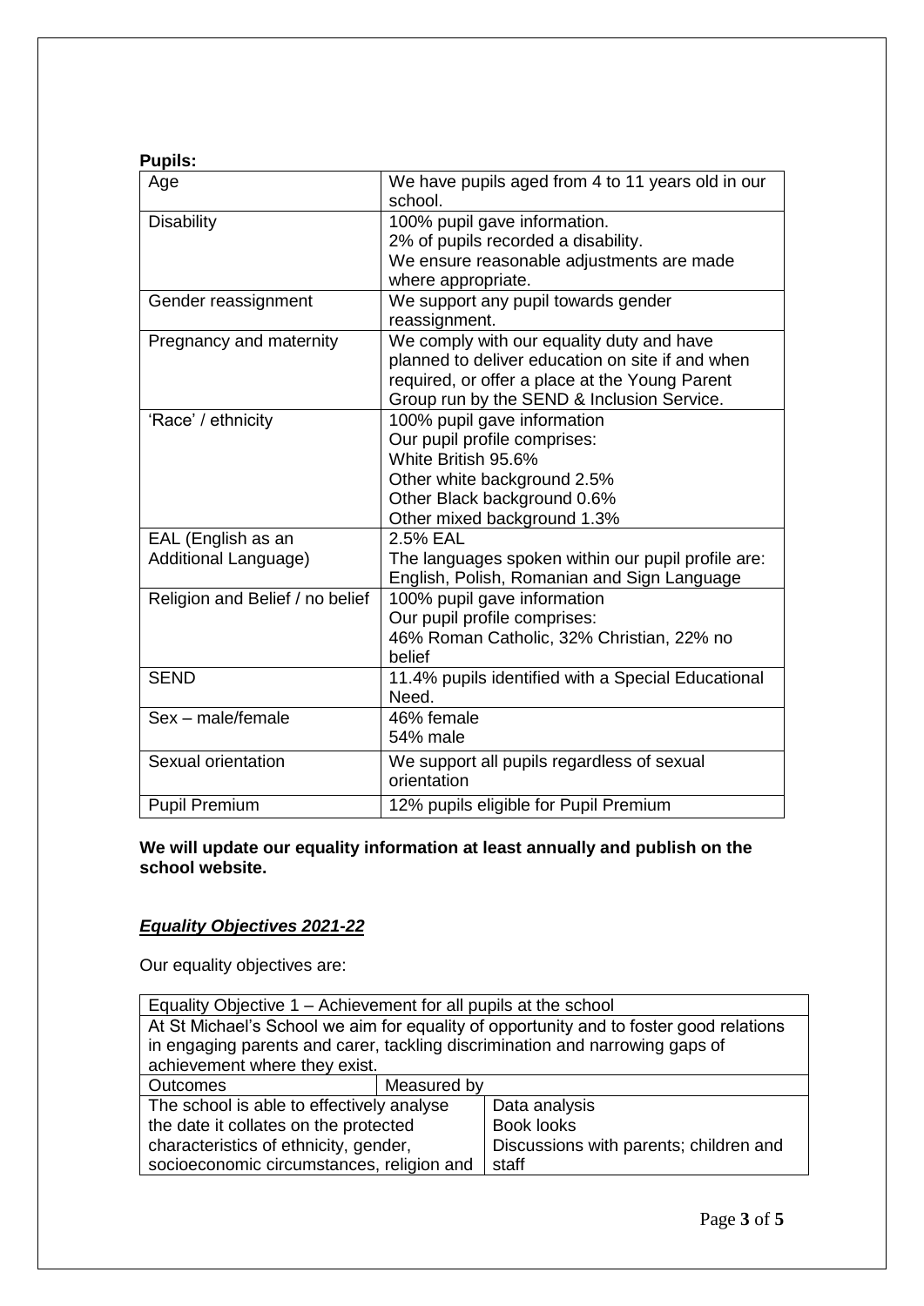**Pupils:**

| Age | We have pupils aged from 4 to 11 years old in our school. |
|---|---|
| Disability | 100% pupil gave information.<br>2% of pupils recorded a disability.<br>We ensure reasonable adjustments are made where appropriate. |
| Gender reassignment | We support any pupil towards gender reassignment. |
| Pregnancy and maternity | We comply with our equality duty and have planned to deliver education on site if and when required, or offer a place at the Young Parent Group run by the SEND & Inclusion Service. |
| 'Race' / ethnicity | 100% pupil gave information<br>Our pupil profile comprises:<br>White British 95.6%<br>Other white background 2.5%<br>Other Black background 0.6%<br>Other mixed background 1.3% |
| EAL (English as an Additional Language) | 2.5% EAL<br>The languages spoken within our pupil profile are: English, Polish, Romanian and Sign Language |
| Religion and Belief / no belief | 100% pupil gave information<br>Our pupil profile comprises:<br>46% Roman Catholic, 32% Christian, 22% no belief |
| SEND | 11.4% pupils identified with a Special Educational Need. |
| Sex – male/female | 46% female<br>54% male |
| Sexual orientation | We support all pupils regardless of sexual orientation |
| Pupil Premium | 12% pupils eligible for Pupil Premium |

**We will update our equality information at least annually and publish on the school website.**

## ***Equality Objectives 2021-22***

Our equality objectives are:

| Equality Objective 1 – Achievement for all pupils at the school | |
|---|---|
| At St Michael's School we aim for equality of opportunity and to foster good relations in engaging parents and carer, tackling discrimination and narrowing gaps of achievement where they exist. | |
| Outcomes | Measured by |
| The school is able to effectively analyse the date it collates on the protected characteristics of ethnicity, gender, socioeconomic circumstances, religion and | Data analysis<br>Book looks<br>Discussions with parents; children and staff |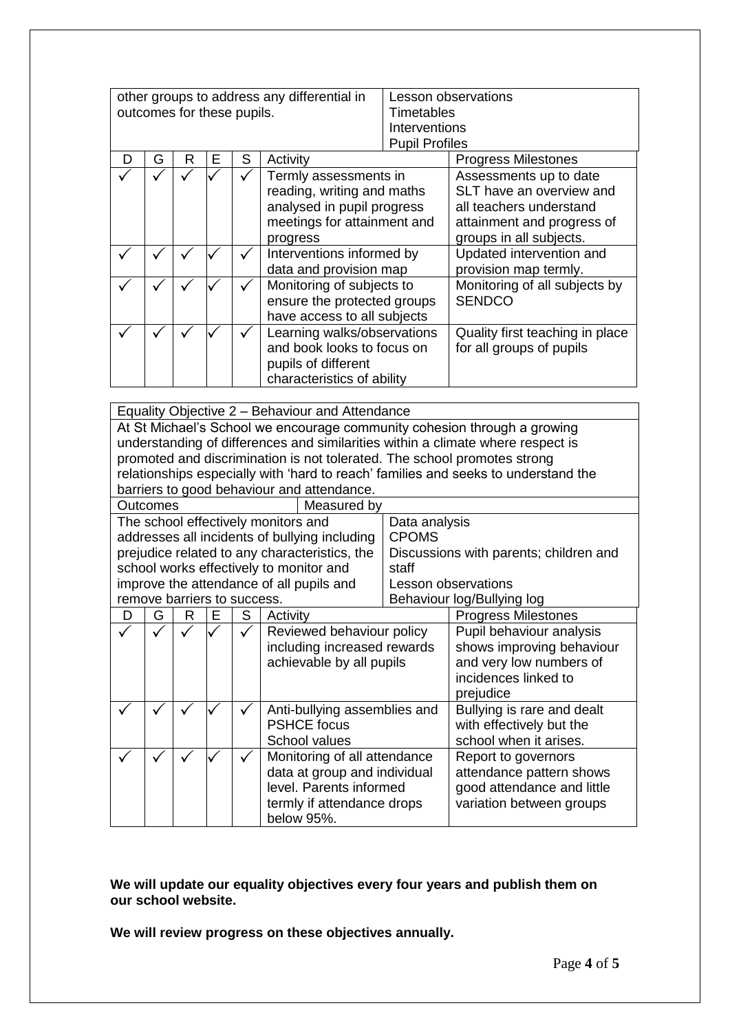| other groups to address any differential in outcomes for these pupils. | | | | | | Lesson observations<br>Timetables<br>Interventions<br>Pupil Profiles |
|---|---|---|---|---|---|---|
| D | G | R | E | S | Activity | Progress Milestones |
| ✓ | ✓ | ✓ | ✓ | ✓ | Termly assessments in reading, writing and maths analysed in pupil progress meetings for attainment and progress | Assessments up to date SLT have an overview and all teachers understand attainment and progress of groups in all subjects. |
| ✓ | ✓ | ✓ | ✓ | ✓ | Interventions informed by data and provision map | Updated intervention and provision map termly. |
| ✓ | ✓ | ✓ | ✓ | ✓ | Monitoring of subjects to ensure the protected groups have access to all subjects | Monitoring of all subjects by SENDCO |
| ✓ | ✓ | ✓ | ✓ | ✓ | Learning walks/observations and book looks to focus on pupils of different characteristics of ability | Quality first teaching in place for all groups of pupils |

| Equality Objective 2 – Behaviour and Attendance | | | | | | |
|---|---|---|---|---|---|---|
| At St Michael's School we encourage community cohesion through a growing understanding of differences and similarities within a climate where respect is promoted and discrimination is not tolerated. The school promotes strong relationships especially with 'hard to reach' families and seeks to understand the barriers to good behaviour and attendance. | | | | | | |
| Outcomes | | | | | | Measured by |
| The school effectively monitors and addresses all incidents of bullying including prejudice related to any characteristics, the school works effectively to monitor and improve the attendance of all pupils and remove barriers to success. | | | | | | Data analysis<br>CPOMS<br>Discussions with parents; children and staff<br>Lesson observations<br>Behaviour log/Bullying log |
| D | G | R | E | S | Activity | Progress Milestones |
| ✓ | ✓ | ✓ | ✓ | ✓ | Reviewed behaviour policy including increased rewards achievable by all pupils | Pupil behaviour analysis shows improving behaviour and very low numbers of incidences linked to prejudice |
| ✓ | ✓ | ✓ | ✓ | ✓ | Anti-bullying assemblies and PSHCE focus<br>School values | Bullying is rare and dealt with effectively but the school when it arises. |
| ✓ | ✓ | ✓ | ✓ | ✓ | Monitoring of all attendance data at group and individual level. Parents informed termly if attendance drops below 95%. | Report to governors attendance pattern shows good attendance and little variation between groups |

**We will update our equality objectives every four years and publish them on our school website.**

**We will review progress on these objectives annually.**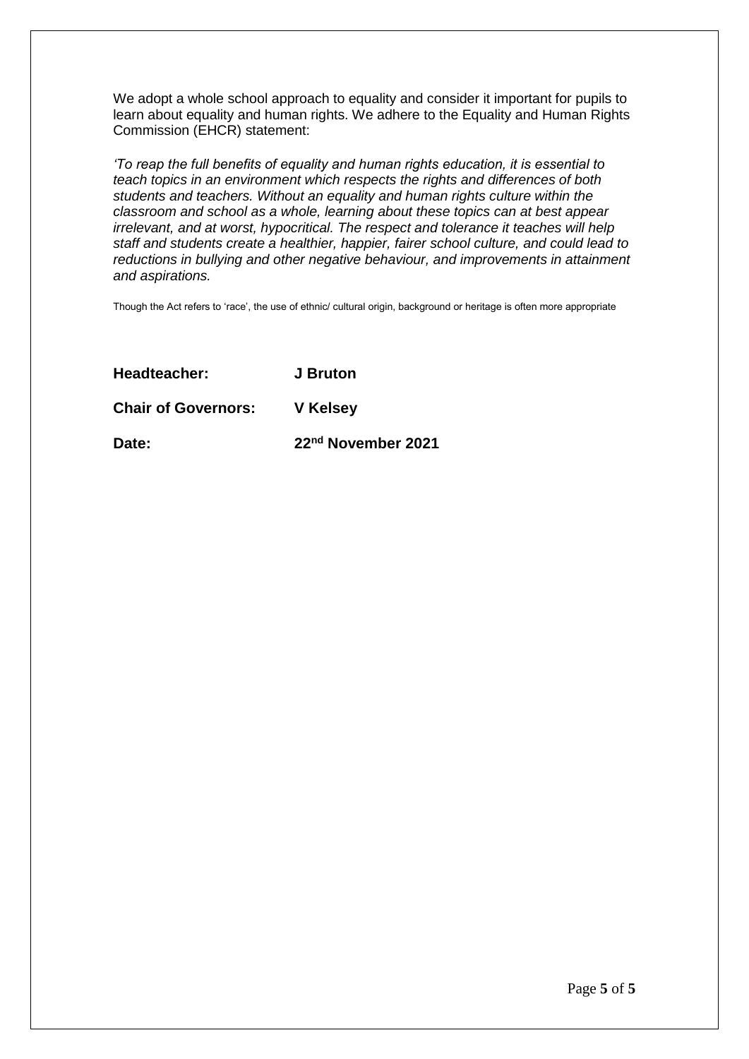We adopt a whole school approach to equality and consider it important for pupils to learn about equality and human rights. We adhere to the Equality and Human Rights Commission (EHCR) statement:

*'To reap the full benefits of equality and human rights education, it is essential to teach topics in an environment which respects the rights and differences of both students and teachers. Without an equality and human rights culture within the classroom and school as a whole, learning about these topics can at best appear irrelevant, and at worst, hypocritical. The respect and tolerance it teaches will help staff and students create a healthier, happier, fairer school culture, and could lead to reductions in bullying and other negative behaviour, and improvements in attainment and aspirations.*

Though the Act refers to 'race', the use of ethnic/ cultural origin, background or heritage is often more appropriate

**Headteacher:** **J Bruton**

**Chair of Governors:** **V Kelsey**

**Date:** **22nd November 2021**